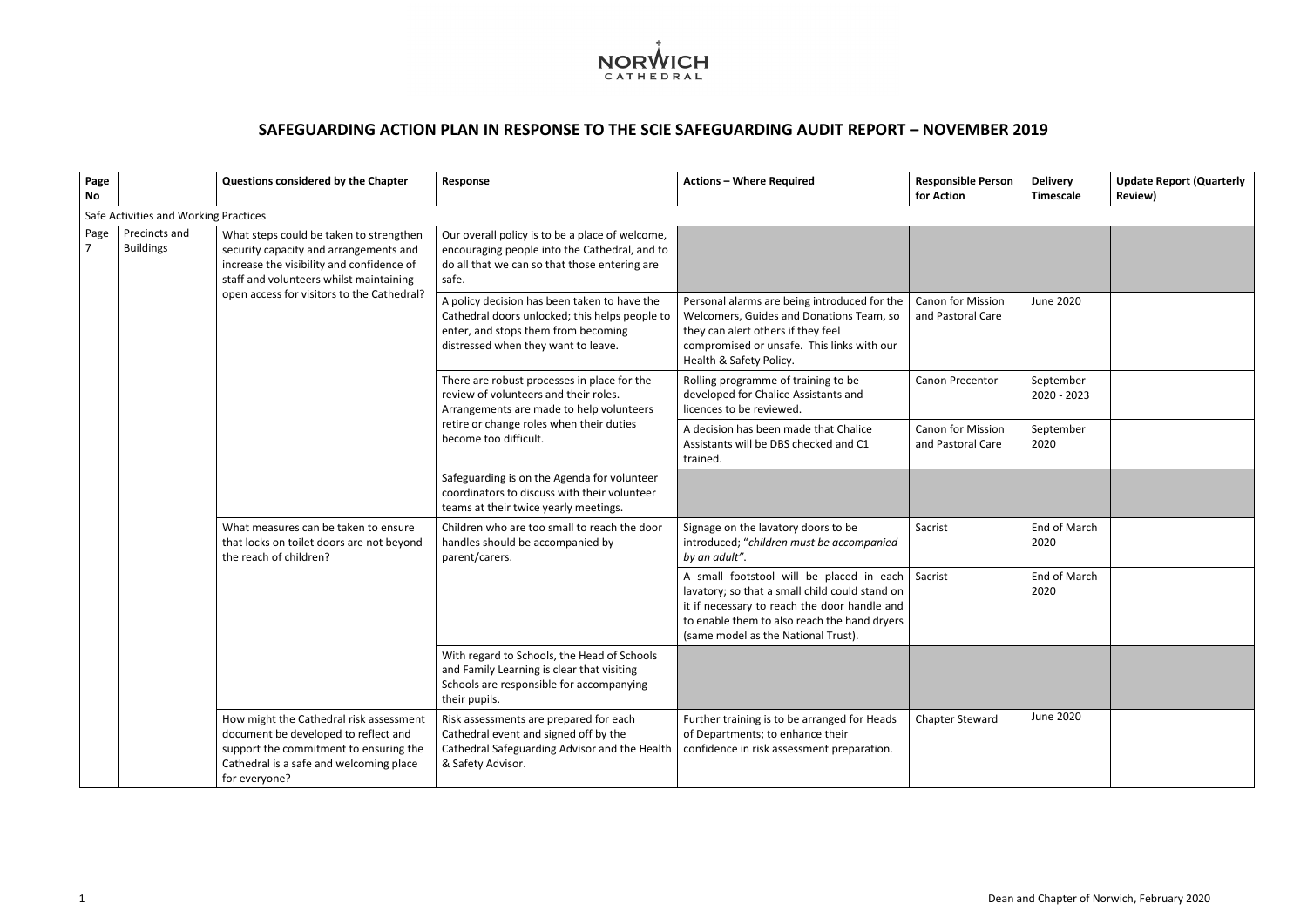NORWICH CATHEDRAL

## SAFEGUARDING ACTION PLAN IN RESPONSE TO THE SCIE SAFEGUARDING AUDIT REPORT – NOVEMBER 2019

| Page No | | Questions considered by the Chapter | Response | Actions – Where Required | Responsible Person for Action | Delivery Timescale | Update Report (Quarterly Review) |
|---|---|---|---|---|---|---|---|
| Safe Activities and Working Practices | | | | | | | |
| Page 7 | Precincts and Buildings | What steps could be taken to strengthen security capacity and arrangements and increase the visibility and confidence of staff and volunteers whilst maintaining open access for visitors to the Cathedral? | Our overall policy is to be a place of welcome, encouraging people into the Cathedral, and to do all that we can so that those entering are safe. | | | | |
| | | | A policy decision has been taken to have the Cathedral doors unlocked; this helps people to enter, and stops them from becoming distressed when they want to leave. | Personal alarms are being introduced for the Welcomers, Guides and Donations Team, so they can alert others if they feel compromised or unsafe. This links with our Health & Safety Policy. | Canon for Mission and Pastoral Care | June 2020 | |
| | | | There are robust processes in place for the review of volunteers and their roles. Arrangements are made to help volunteers retire or change roles when their duties become too difficult. | Rolling programme of training to be developed for Chalice Assistants and licences to be reviewed. | Canon Precentor | September 2020 - 2023 | |
| | | | | A decision has been made that Chalice Assistants will be DBS checked and C1 trained. | Canon for Mission and Pastoral Care | September 2020 | |
| | | | Safeguarding is on the Agenda for volunteer coordinators to discuss with their volunteer teams at their twice yearly meetings. | | | | |
| | | What measures can be taken to ensure that locks on toilet doors are not beyond the reach of children? | Children who are too small to reach the door handles should be accompanied by parent/carers. | Signage on the lavatory doors to be introduced; "*children must be accompanied by an adult*". | Sacrist | End of March 2020 | |
| | | | | A small footstool will be placed in each lavatory; so that a small child could stand on it if necessary to reach the door handle and to enable them to also reach the hand dryers (same model as the National Trust). | Sacrist | End of March 2020 | |
| | | | With regard to Schools, the Head of Schools and Family Learning is clear that visiting Schools are responsible for accompanying their pupils. | | | | |
| | | How might the Cathedral risk assessment document be developed to reflect and support the commitment to ensuring the Cathedral is a safe and welcoming place for everyone? | Risk assessments are prepared for each Cathedral event and signed off by the Cathedral Safeguarding Advisor and the Health & Safety Advisor. | Further training is to be arranged for Heads of Departments; to enhance their confidence in risk assessment preparation. | Chapter Steward | June 2020 | |

Dean and Chapter of Norwich, February 2020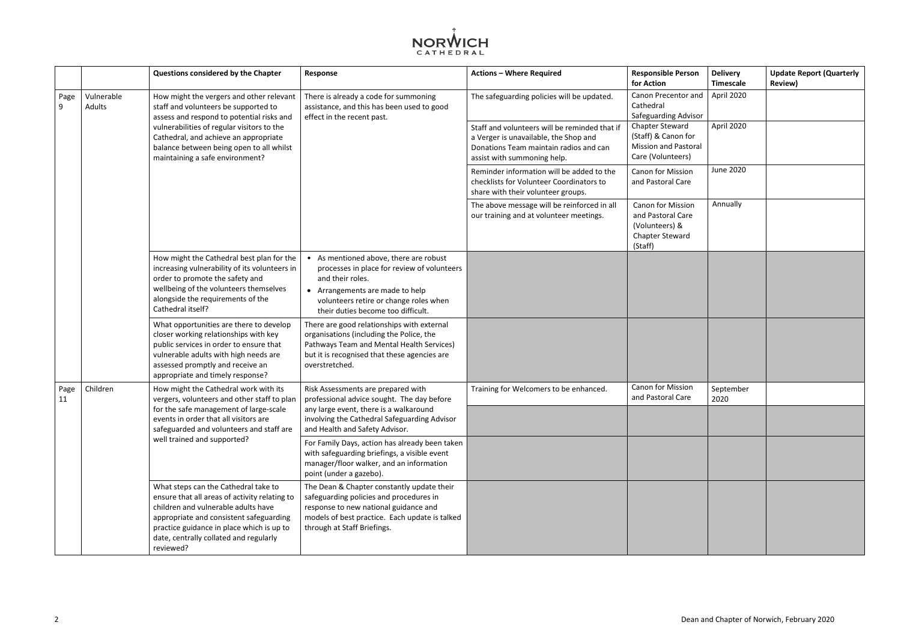| | | Questions considered by the Chapter | Response | Actions – Where Required | Responsible Person for Action | Delivery Timescale | Update Report (Quarterly Review) |
|---|---|---|---|---|---|---|---|
| Page 9 | Vulnerable Adults | How might the vergers and other relevant staff and volunteers be supported to assess and respond to potential risks and vulnerabilities of regular visitors to the Cathedral, and achieve an appropriate balance between being open to all whilst maintaining a safe environment? | There is already a code for summoning assistance, and this has been used to good effect in the recent past. | The safeguarding policies will be updated. | Canon Precentor and Cathedral Safeguarding Advisor | April 2020 | |
| | | | | Staff and volunteers will be reminded that if a Verger is unavailable, the Shop and Donations Team maintain radios and can assist with summoning help. | Chapter Steward (Staff) & Canon for Mission and Pastoral Care (Volunteers) | April 2020 | |
| | | | | Reminder information will be added to the checklists for Volunteer Coordinators to share with their volunteer groups. | Canon for Mission and Pastoral Care | June 2020 | |
| | | | | The above message will be reinforced in all our training and at volunteer meetings. | Canon for Mission and Pastoral Care (Volunteers) & Chapter Steward (Staff) | Annually | |
| | | How might the Cathedral best plan for the increasing vulnerability of its volunteers in order to promote the safety and wellbeing of the volunteers themselves alongside the requirements of the Cathedral itself? | • As mentioned above, there are robust processes in place for review of volunteers and their roles.<br>• Arrangements are made to help volunteers retire or change roles when their duties become too difficult. | | | | |
| | | What opportunities are there to develop closer working relationships with key public services in order to ensure that vulnerable adults with high needs are assessed promptly and receive an appropriate and timely response? | There are good relationships with external organisations (including the Police, the Pathways Team and Mental Health Services) but it is recognised that these agencies are overstretched. | | | | |
| Page 11 | Children | How might the Cathedral work with its vergers, volunteers and other staff to plan for the safe management of large-scale events in order that all visitors are safeguarded and volunteers and staff are well trained and supported? | Risk Assessments are prepared with professional advice sought. The day before any large event, there is a walkaround involving the Cathedral Safeguarding Advisor and Health and Safety Advisor. | Training for Welcomers to be enhanced. | Canon for Mission and Pastoral Care | September 2020 | |
| | | | For Family Days, action has already been taken with safeguarding briefings, a visible event manager/floor walker, and an information point (under a gazebo). | | | | |
| | | What steps can the Cathedral take to ensure that all areas of activity relating to children and vulnerable adults have appropriate and consistent safeguarding practice guidance in place which is up to date, centrally collated and regularly reviewed? | The Dean & Chapter constantly update their safeguarding policies and procedures in response to new national guidance and models of best practice. Each update is talked through at Staff Briefings. | | | | |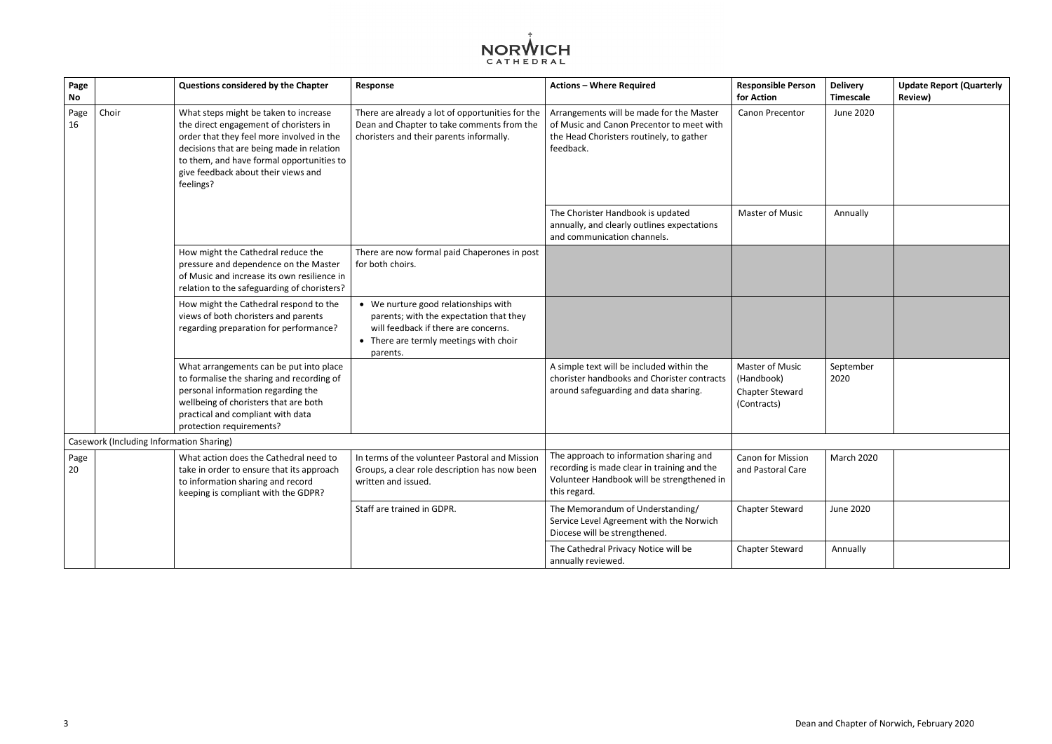| Page No | | Questions considered by the Chapter | Response | Actions – Where Required | Responsible Person for Action | Delivery Timescale | Update Report (Quarterly Review) |
|---|---|---|---|---|---|---|---|
| Page 16 | Choir | What steps might be taken to increase the direct engagement of choristers in order that they feel more involved in the decisions that are being made in relation to them, and have formal opportunities to give feedback about their views and feelings? | There are already a lot of opportunities for the Dean and Chapter to take comments from the choristers and their parents informally. | Arrangements will be made for the Master of Music and Canon Precentor to meet with the Head Choristers routinely, to gather feedback. | Canon Precentor | June 2020 | |
| | | | | The Chorister Handbook is updated annually, and clearly outlines expectations and communication channels. | Master of Music | Annually | |
| | | How might the Cathedral reduce the pressure and dependence on the Master of Music and increase its own resilience in relation to the safeguarding of choristers? | There are now formal paid Chaperones in post for both choirs. | | | | |
| | | How might the Cathedral respond to the views of both choristers and parents regarding preparation for performance? | • We nurture good relationships with parents; with the expectation that they will feedback if there are concerns.<br>• There are termly meetings with choir parents. | | | | |
| | | What arrangements can be put into place to formalise the sharing and recording of personal information regarding the wellbeing of choristers that are both practical and compliant with data protection requirements? | | A simple text will be included within the chorister handbooks and Chorister contracts around safeguarding and data sharing. | Master of Music (Handbook)<br>Chapter Steward (Contracts) | September 2020 | |
| Casework (Including Information Sharing) | | | | | | | |
| Page 20 | | What action does the Cathedral need to take in order to ensure that its approach to information sharing and record keeping is compliant with the GDPR? | In terms of the volunteer Pastoral and Mission Groups, a clear role description has now been written and issued. | The approach to information sharing and recording is made clear in training and the Volunteer Handbook will be strengthened in this regard. | Canon for Mission and Pastoral Care | March 2020 | |
| | | | Staff are trained in GDPR. | The Memorandum of Understanding/ Service Level Agreement with the Norwich Diocese will be strengthened. | Chapter Steward | June 2020 | |
| | | | | The Cathedral Privacy Notice will be annually reviewed. | Chapter Steward | Annually | |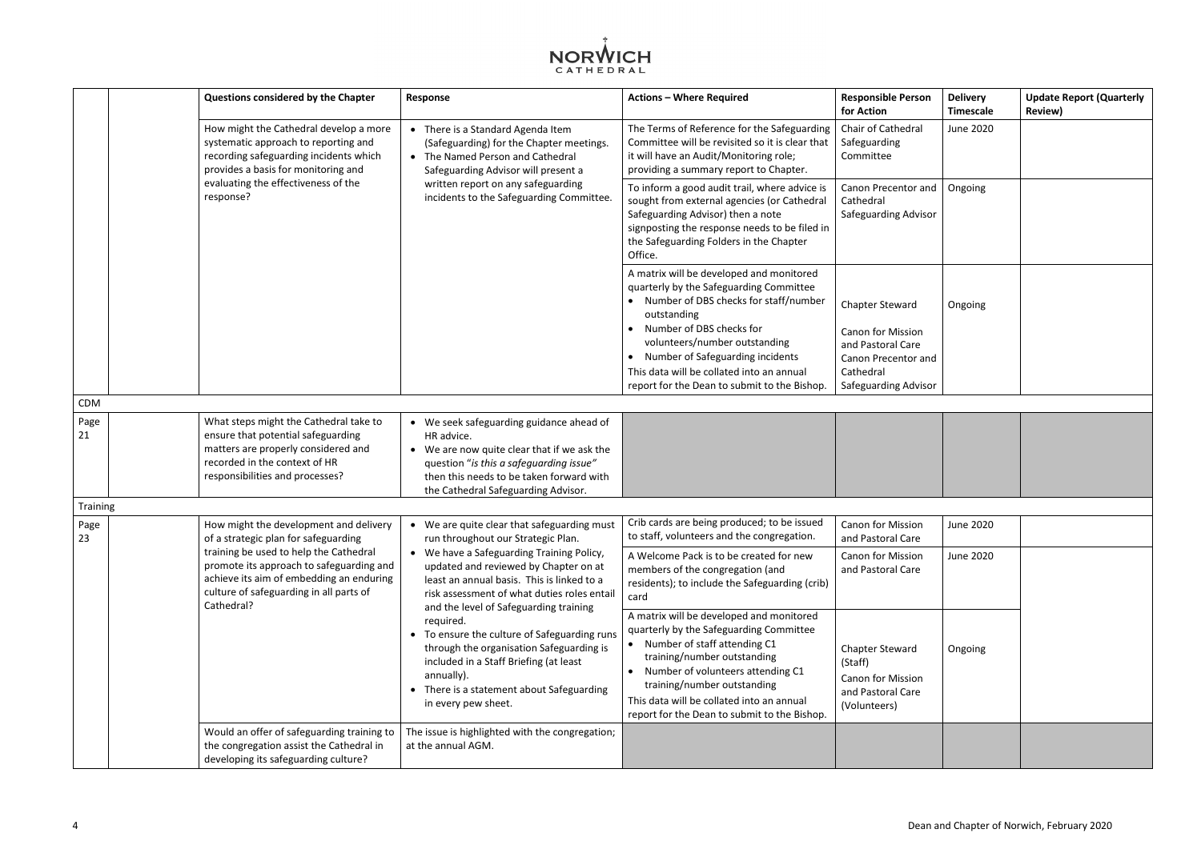| | | Questions considered by the Chapter | Response | Actions – Where Required | Responsible Person for Action | Delivery Timescale | Update Report (Quarterly Review) |
|---|---|---|---|---|---|---|---|
| | | How might the Cathedral develop a more systematic approach to reporting and recording safeguarding incidents which provides a basis for monitoring and evaluating the effectiveness of the response? | • There is a Standard Agenda Item (Safeguarding) for the Chapter meetings.<br>• The Named Person and Cathedral Safeguarding Advisor will present a written report on any safeguarding incidents to the Safeguarding Committee. | The Terms of Reference for the Safeguarding Committee will be revisited so it is clear that it will have an Audit/Monitoring role; providing a summary report to Chapter. | Chair of Cathedral Safeguarding Committee | June 2020 | |
| | | | | To inform a good audit trail, where advice is sought from external agencies (or Cathedral Safeguarding Advisor) then a note signposting the response needs to be filed in the Safeguarding Folders in the Chapter Office. | Canon Precentor and Cathedral Safeguarding Advisor | Ongoing | |
| | | | | A matrix will be developed and monitored quarterly by the Safeguarding Committee<br>• Number of DBS checks for staff/number outstanding<br>• Number of DBS checks for volunteers/number outstanding<br>• Number of Safeguarding incidents<br>This data will be collated into an annual report for the Dean to submit to the Bishop. | Chapter Steward<br><br>Canon for Mission and Pastoral Care<br>Canon Precentor and Cathedral Safeguarding Advisor | Ongoing | |
| CDM | | | | | | | |
| Page 21 | | What steps might the Cathedral take to ensure that potential safeguarding matters are properly considered and recorded in the context of HR responsibilities and processes? | • We seek safeguarding guidance ahead of HR advice.<br>• We are now quite clear that if we ask the question "*is this a safeguarding issue"* then this needs to be taken forward with the Cathedral Safeguarding Advisor. | | | | |
| Training | | | | | | | |
| Page 23 | | How might the development and delivery of a strategic plan for safeguarding training be used to help the Cathedral promote its approach to safeguarding and achieve its aim of embedding an enduring culture of safeguarding in all parts of Cathedral? | • We are quite clear that safeguarding must run throughout our Strategic Plan.<br>• We have a Safeguarding Training Policy, updated and reviewed by Chapter on at least an annual basis. This is linked to a risk assessment of what duties roles entail and the level of Safeguarding training required.<br>• To ensure the culture of Safeguarding runs through the organisation Safeguarding is included in a Staff Briefing (at least annually).<br>• There is a statement about Safeguarding in every pew sheet. | Crib cards are being produced; to be issued to staff, volunteers and the congregation. | Canon for Mission and Pastoral Care | June 2020 | |
| | | | | A Welcome Pack is to be created for new members of the congregation (and residents); to include the Safeguarding (crib) card | Canon for Mission and Pastoral Care | June 2020 | |
| | | | | A matrix will be developed and monitored quarterly by the Safeguarding Committee<br>• Number of staff attending C1 training/number outstanding<br>• Number of volunteers attending C1 training/number outstanding<br>This data will be collated into an annual report for the Dean to submit to the Bishop. | Chapter Steward (Staff)<br>Canon for Mission and Pastoral Care (Volunteers) | Ongoing | |
| | | Would an offer of safeguarding training to the congregation assist the Cathedral in developing its safeguarding culture? | The issue is highlighted with the congregation; at the annual AGM. | | | | |

Dean and Chapter of Norwich, February 2020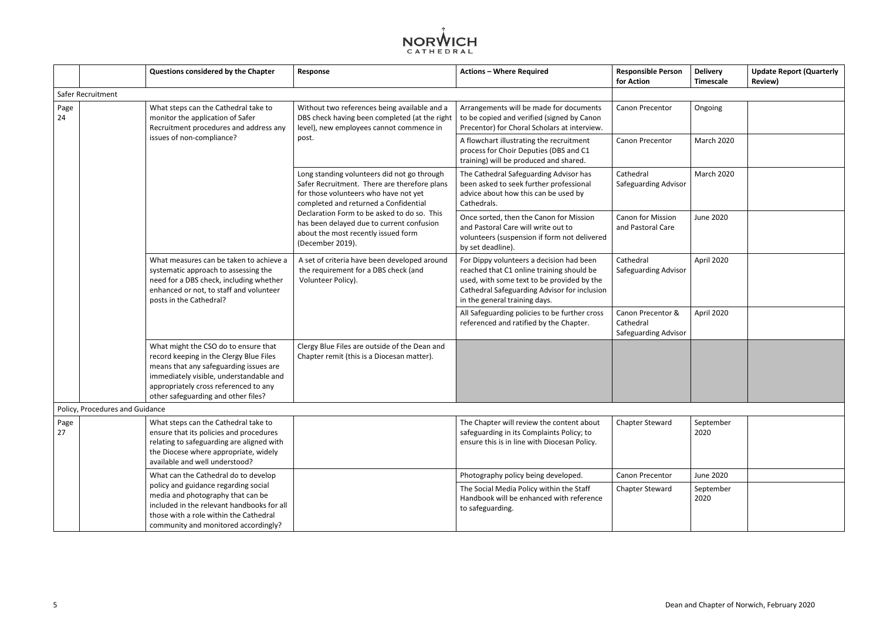| | | Questions considered by the Chapter | Response | Actions – Where Required | Responsible Person for Action | Delivery Timescale | Update Report (Quarterly Review) |
|---|---|---|---|---|---|---|---|
| Safer Recruitment | | | | | | | |
| Page 24 | | What steps can the Cathedral take to monitor the application of Safer Recruitment procedures and address any issues of non-compliance? | Without two references being available and a DBS check having been completed (at the right level), new employees cannot commence in post. | Arrangements will be made for documents to be copied and verified (signed by Canon Precentor) for Choral Scholars at interview. | Canon Precentor | Ongoing | |
| | | | | A flowchart illustrating the recruitment process for Choir Deputies (DBS and C1 training) will be produced and shared. | Canon Precentor | March 2020 | |
| | | | Long standing volunteers did not go through Safer Recruitment. There are therefore plans for those volunteers who have not yet completed and returned a Confidential Declaration Form to be asked to do so. This has been delayed due to current confusion about the most recently issued form (December 2019). | The Cathedral Safeguarding Advisor has been asked to seek further professional advice about how this can be used by Cathedrals. | Cathedral Safeguarding Advisor | March 2020 | |
| | | | | Once sorted, then the Canon for Mission and Pastoral Care will write out to volunteers (suspension if form not delivered by set deadline). | Canon for Mission and Pastoral Care | June 2020 | |
| | | What measures can be taken to achieve a systematic approach to assessing the need for a DBS check, including whether enhanced or not, to staff and volunteer posts in the Cathedral? | A set of criteria have been developed around the requirement for a DBS check (and Volunteer Policy). | For Dippy volunteers a decision had been reached that C1 online training should be used, with some text to be provided by the Cathedral Safeguarding Advisor for inclusion in the general training days. | Cathedral Safeguarding Advisor | April 2020 | |
| | | | | All Safeguarding policies to be further cross referenced and ratified by the Chapter. | Canon Precentor & Cathedral Safeguarding Advisor | April 2020 | |
| | | What might the CSO do to ensure that record keeping in the Clergy Blue Files means that any safeguarding issues are immediately visible, understandable and appropriately cross referenced to any other safeguarding and other files? | Clergy Blue Files are outside of the Dean and Chapter remit (this is a Diocesan matter). | | | | |
| Policy, Procedures and Guidance | | | | | | | |
| Page 27 | | What steps can the Cathedral take to ensure that its policies and procedures relating to safeguarding are aligned with the Diocese where appropriate, widely available and well understood? | | The Chapter will review the content about safeguarding in its Complaints Policy; to ensure this is in line with Diocesan Policy. | Chapter Steward | September 2020 | |
| | | What can the Cathedral do to develop policy and guidance regarding social media and photography that can be included in the relevant handbooks for all those with a role within the Cathedral community and monitored accordingly? | | Photography policy being developed. | Canon Precentor | June 2020 | |
| | | | | The Social Media Policy within the Staff Handbook will be enhanced with reference to safeguarding. | Chapter Steward | September 2020 | |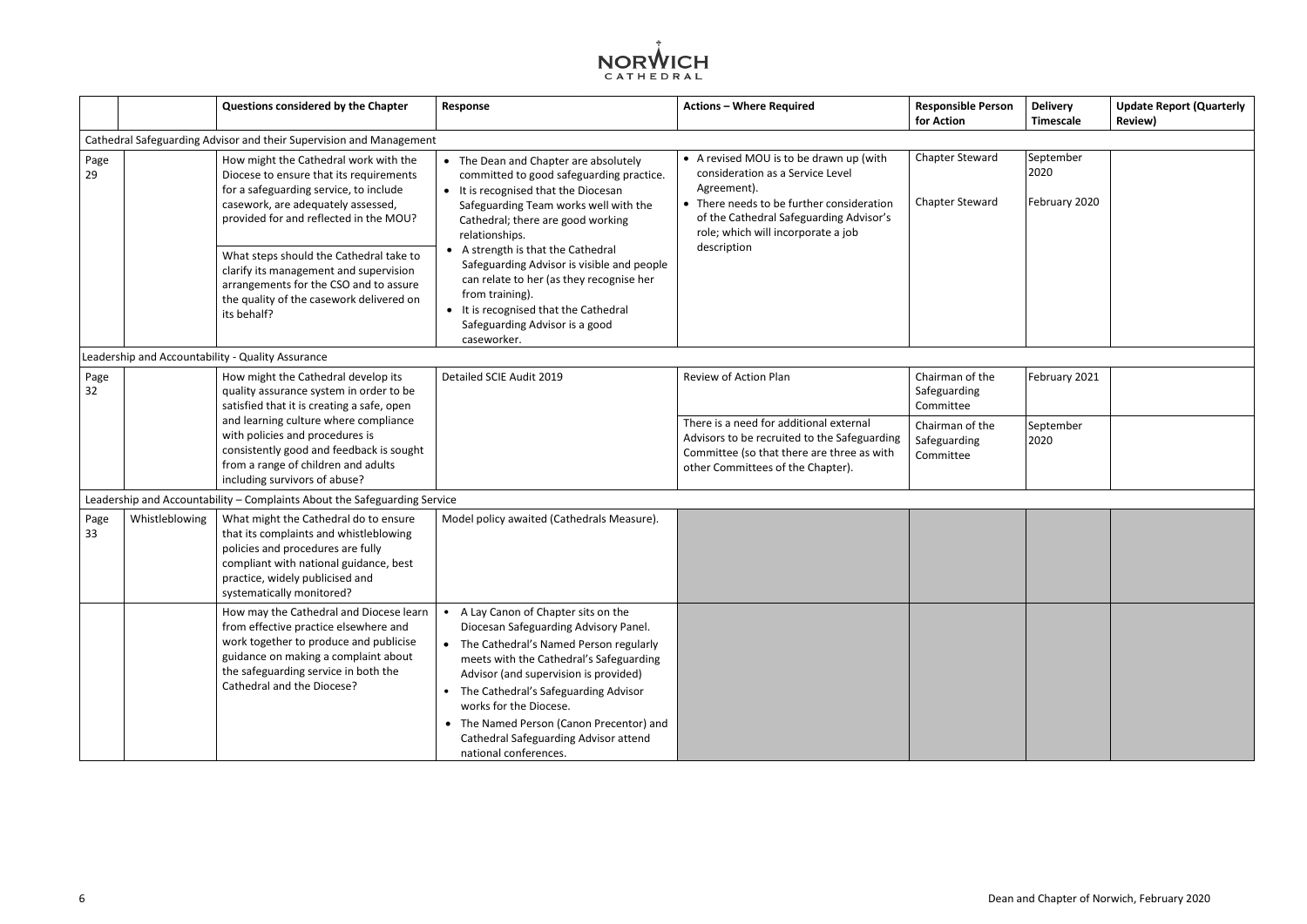| | | Questions considered by the Chapter | Response | Actions – Where Required | Responsible Person for Action | Delivery Timescale | Update Report (Quarterly Review) |
|---|---|---|---|---|---|---|---|
| Cathedral Safeguarding Advisor and their Supervision and Management | | | | | | | |
| Page 29 | | How might the Cathedral work with the Diocese to ensure that its requirements for a safeguarding service, to include casework, are adequately assessed, provided for and reflected in the MOU?<br><br>What steps should the Cathedral take to clarify its management and supervision arrangements for the CSO and to assure the quality of the casework delivered on its behalf? | • The Dean and Chapter are absolutely committed to good safeguarding practice.<br>• It is recognised that the Diocesan Safeguarding Team works well with the Cathedral; there are good working relationships.<br>• A strength is that the Cathedral Safeguarding Advisor is visible and people can relate to her (as they recognise her from training).<br>• It is recognised that the Cathedral Safeguarding Advisor is a good caseworker. | • A revised MOU is to be drawn up (with consideration as a Service Level Agreement).<br>• There needs to be further consideration of the Cathedral Safeguarding Advisor's role; which will incorporate a job description | Chapter Steward<br><br>Chapter Steward | September 2020<br><br>February 2020 | |
| Leadership and Accountability - Quality Assurance | | | | | | | |
| Page 32 | | How might the Cathedral develop its quality assurance system in order to be satisfied that it is creating a safe, open and learning culture where compliance with policies and procedures is consistently good and feedback is sought from a range of children and adults including survivors of abuse? | Detailed SCIE Audit 2019 | Review of Action Plan | Chairman of the Safeguarding Committee | February 2021 | |
| | | | | There is a need for additional external Advisors to be recruited to the Safeguarding Committee (so that there are three as with other Committees of the Chapter). | Chairman of the Safeguarding Committee | September 2020 | |
| Leadership and Accountability – Complaints About the Safeguarding Service | | | | | | | |
| Page 33 | Whistleblowing | What might the Cathedral do to ensure that its complaints and whistleblowing policies and procedures are fully compliant with national guidance, best practice, widely publicised and systematically monitored? | Model policy awaited (Cathedrals Measure). | | | | |
| | | How may the Cathedral and Diocese learn from effective practice elsewhere and work together to produce and publicise guidance on making a complaint about the safeguarding service in both the Cathedral and the Diocese? | • A Lay Canon of Chapter sits on the Diocesan Safeguarding Advisory Panel.<br>• The Cathedral's Named Person regularly meets with the Cathedral's Safeguarding Advisor (and supervision is provided)<br>• The Cathedral's Safeguarding Advisor works for the Diocese.<br>• The Named Person (Canon Precentor) and Cathedral Safeguarding Advisor attend national conferences. | | | | |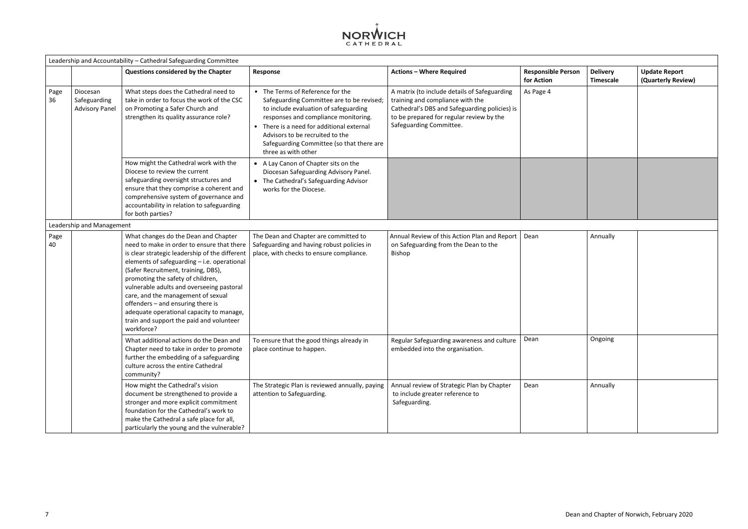| | | | | | | | |
|---|---|---|---|---|---|---|---|
| Leadership and Accountability – Cathedral Safeguarding Committee | | | | | | | |
| | | **Questions considered by the Chapter** | **Response** | **Actions – Where Required** | **Responsible Person for Action** | **Delivery Timescale** | **Update Report (Quarterly Review)** |
| Page 36 | Diocesan Safeguarding Advisory Panel | What steps does the Cathedral need to take in order to focus the work of the CSC on Promoting a Safer Church and strengthen its quality assurance role? | • The Terms of Reference for the Safeguarding Committee are to be revised; to include evaluation of safeguarding responses and compliance monitoring. • There is a need for additional external Advisors to be recruited to the Safeguarding Committee (so that there are three as with other | A matrix (to include details of Safeguarding training and compliance with the Cathedral's DBS and Safeguarding policies) is to be prepared for regular review by the Safeguarding Committee. | As Page 4 | | |
| | | How might the Cathedral work with the Diocese to review the current safeguarding oversight structures and ensure that they comprise a coherent and comprehensive system of governance and accountability in relation to safeguarding for both parties? | • A Lay Canon of Chapter sits on the Diocesan Safeguarding Advisory Panel. • The Cathedral's Safeguarding Advisor works for the Diocese. | | | | |
| Leadership and Management | | | | | | | |
| Page 40 | | What changes do the Dean and Chapter need to make in order to ensure that there is clear strategic leadership of the different elements of safeguarding – i.e. operational (Safer Recruitment, training, DBS), promoting the safety of children, vulnerable adults and overseeing pastoral care, and the management of sexual offenders – and ensuring there is adequate operational capacity to manage, train and support the paid and volunteer workforce? | The Dean and Chapter are committed to Safeguarding and having robust policies in place, with checks to ensure compliance. | Annual Review of this Action Plan and Report on Safeguarding from the Dean to the Bishop | Dean | Annually | |
| | | What additional actions do the Dean and Chapter need to take in order to promote further the embedding of a safeguarding culture across the entire Cathedral community? | To ensure that the good things already in place continue to happen. | Regular Safeguarding awareness and culture embedded into the organisation. | Dean | Ongoing | |
| | | How might the Cathedral's vision document be strengthened to provide a stronger and more explicit commitment foundation for the Cathedral's work to make the Cathedral a safe place for all, particularly the young and the vulnerable? | The Strategic Plan is reviewed annually, paying attention to Safeguarding. | Annual review of Strategic Plan by Chapter to include greater reference to Safeguarding. | Dean | Annually | |